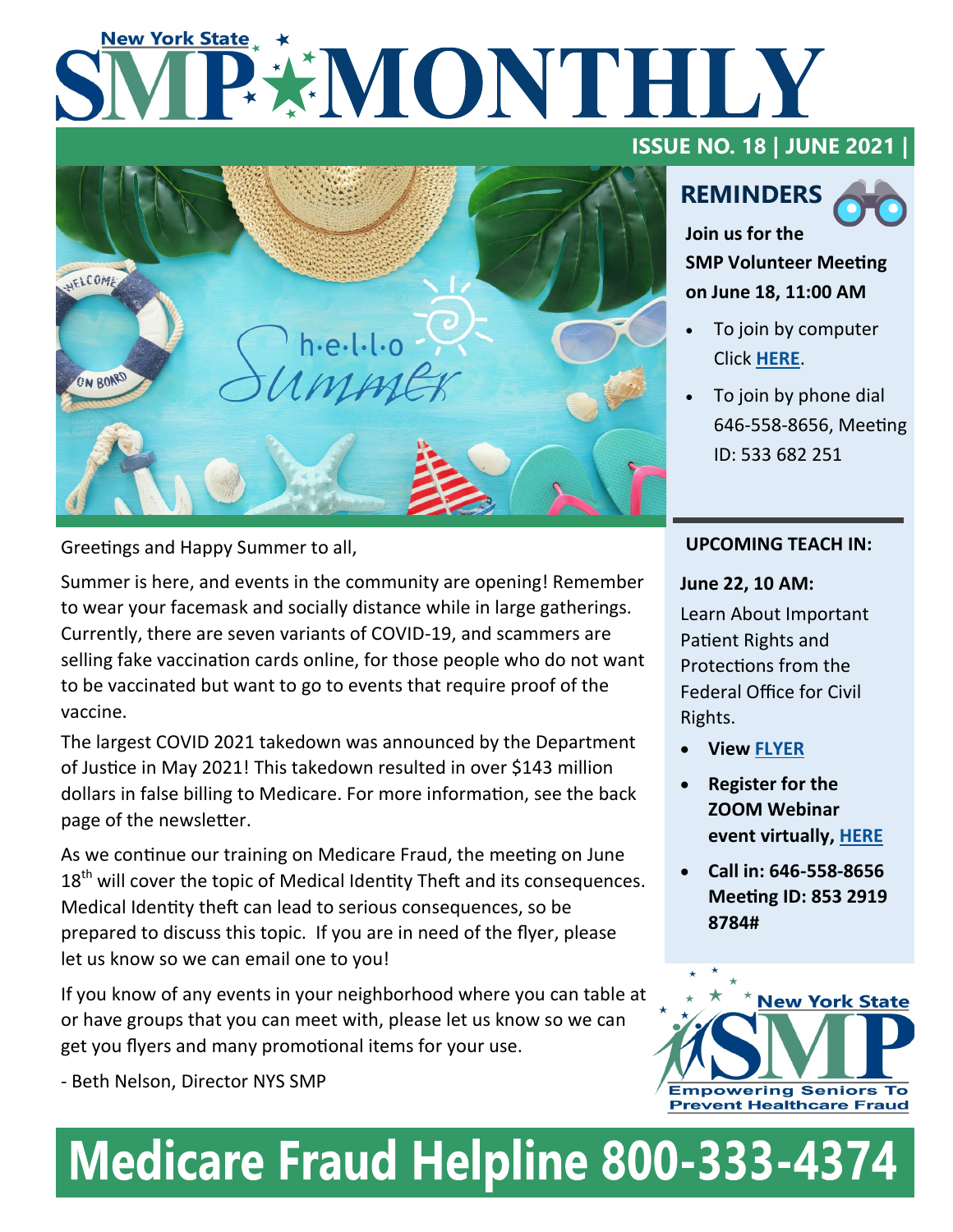# New York State SMP MONTHLY

**ISSUE NO. 18 | JUNE 2021 |**

Greetings and Happy Summer to all,

Summer is here, and events in the community are opening! Remember to wear your facemask and socially distance while in large gatherings. Currently, there are seven variants of COVID-19, and scammers are selling fake vaccination cards online, for those people who do not want to be vaccinated but want to go to events that require proof of the vaccine.

The largest COVID 2021 takedown was announced by the Department of Justice in May 2021! This takedown resulted in over $143 million dollars in false billing to Medicare. For more information, see the back page of the newsletter.

As we continue our training on Medicare Fraud, the meeting on June 18th will cover the topic of Medical Identity Theft and its consequences. Medical Identity theft can lead to serious consequences, so be prepared to discuss this topic. If you are in need of the flyer, please let us know so we can email one to you!

If you know of any events in your neighborhood where you can table at or have groups that you can meet with, please let us know so we can get you flyers and many promotional items for your use.

- Beth Nelson, Director NYS SMP

## REMINDERS

**Join us for the SMP Volunteer Meeting on June 18, 11:00 AM**

- To join by computer Click **HERE**.
- To join by phone dial 646-558-8656, Meeting ID: 533 682 251

**UPCOMING TEACH IN:**

**June 22, 10 AM:**

Learn About Important Patient Rights and Protections from the Federal Office for Civil Rights.

- **View FLYER**
- **Register for the ZOOM Webinar event virtually, HERE**
- **Call in: 646-558-8656 Meeting ID: 853 2919 8784#**

New York State SMP — Empowering Seniors To Prevent Healthcare Fraud

# Medicare Fraud Helpline 800-333-4374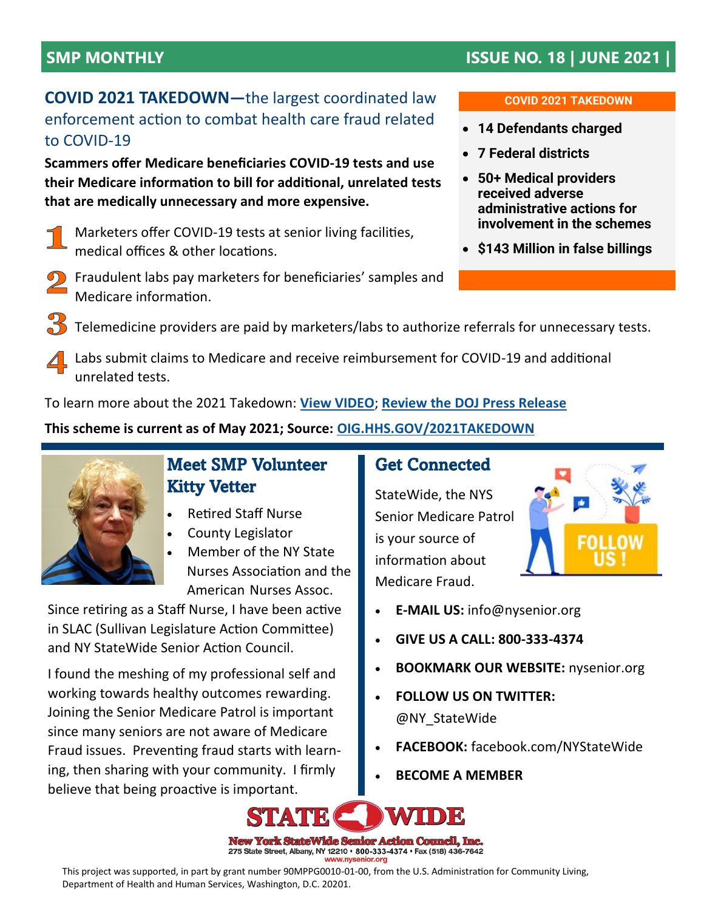**SMP MONTHLY** **ISSUE NO. 18 | JUNE 2021 |**

## COVID 2021 TAKEDOWN—the largest coordinated law enforcement action to combat health care fraud related to COVID-19

**Scammers offer Medicare beneficiaries COVID-19 tests and use their Medicare information to bill for additional, unrelated tests that are medically unnecessary and more expensive.**

1. Marketers offer COVID-19 tests at senior living facilities, medical offices & other locations.
2. Fraudulent labs pay marketers for beneficiaries' samples and Medicare information.
3. Telemedicine providers are paid by marketers/labs to authorize referrals for unnecessary tests.
4. Labs submit claims to Medicare and receive reimbursement for COVID-19 and additional unrelated tests.

To learn more about the 2021 Takedown: **View VIDEO**; **Review the DOJ Press Release**

**This scheme is current as of May 2021; Source: OIG.HHS.GOV/2021TAKEDOWN**

**COVID 2021 TAKEDOWN**

- **14 Defendants charged**
- **7 Federal districts**
- **50+ Medical providers received adverse administrative actions for involvement in the schemes**
- **$143 Million in false billings**

## Meet SMP Volunteer Kitty Vetter

- Retired Staff Nurse
- County Legislator
- Member of the NY State Nurses Association and the American Nurses Assoc.

Since retiring as a Staff Nurse, I have been active in SLAC (Sullivan Legislature Action Committee) and NY StateWide Senior Action Council.

I found the meshing of my professional self and working towards healthy outcomes rewarding. Joining the Senior Medicare Patrol is important since many seniors are not aware of Medicare Fraud issues. Preventing fraud starts with learning, then sharing with your community. I firmly believe that being proactive is important.

## Get Connected

StateWide, the NYS Senior Medicare Patrol is your source of information about Medicare Fraud.

- **E-MAIL US:** info@nysenior.org
- **GIVE US A CALL: 800-333-4374**
- **BOOKMARK OUR WEBSITE:** nysenior.org
- **FOLLOW US ON TWITTER:** @NY_StateWide
- **FACEBOOK:** facebook.com/NYStateWide
- **BECOME A MEMBER**

STATE WIDE

New York StateWide Senior Action Council, Inc.
275 State Street, Albany, NY 12210 • 800-333-4374 • Fax (518) 436-7642
www.nysenior.org

This project was supported, in part by grant number 90MPPG0010-01-00, from the U.S. Administration for Community Living, Department of Health and Human Services, Washington, D.C. 20201.